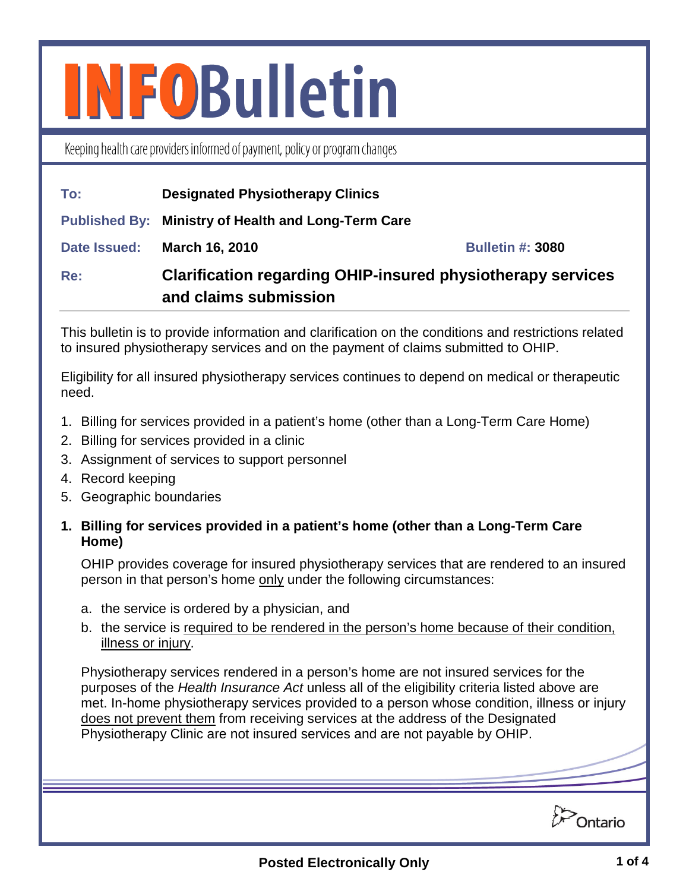# INFOBulletin

Keeping health care providers informed of payment, policy or program changes

| | |
|---|---|
| **To:** | **Designated Physiotherapy Clinics** |
| **Published By:** | **Ministry of Health and Long-Term Care** |
| **Date Issued:** | **March 16, 2010** — **Bulletin #: 3080** |
| **Re:** | **Clarification regarding OHIP-insured physiotherapy services and claims submission** |

This bulletin is to provide information and clarification on the conditions and restrictions related to insured physiotherapy services and on the payment of claims submitted to OHIP.

Eligibility for all insured physiotherapy services continues to depend on medical or therapeutic need.

1. Billing for services provided in a patient's home (other than a Long-Term Care Home)
2. Billing for services provided in a clinic
3. Assignment of services to support personnel
4. Record keeping
5. Geographic boundaries

## 1. Billing for services provided in a patient's home (other than a Long-Term Care Home)

OHIP provides coverage for insured physiotherapy services that are rendered to an insured person in that person's home only under the following circumstances:

a. the service is ordered by a physician, and
b. the service is required to be rendered in the person's home because of their condition, illness or injury.

Physiotherapy services rendered in a person's home are not insured services for the purposes of the *Health Insurance Act* unless all of the eligibility criteria listed above are met. In-home physiotherapy services provided to a person whose condition, illness or injury does not prevent them from receiving services at the address of the Designated Physiotherapy Clinic are not insured services and are not payable by OHIP.

Posted Electronically Only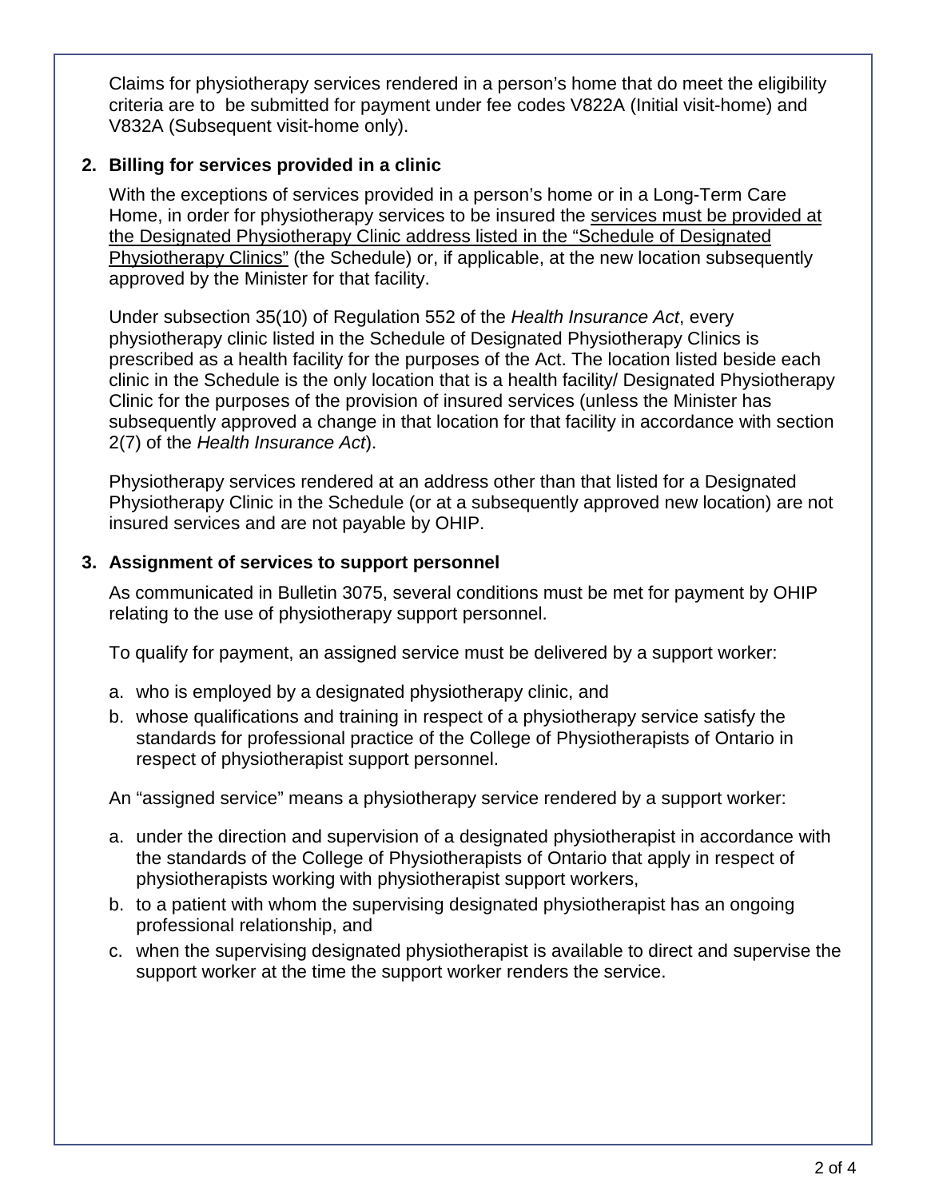Claims for physiotherapy services rendered in a person's home that do meet the eligibility criteria are to be submitted for payment under fee codes V822A (Initial visit-home) and V832A (Subsequent visit-home only).

2. **Billing for services provided in a clinic**

   With the exceptions of services provided in a person's home or in a Long-Term Care Home, in order for physiotherapy services to be insured the services must be provided at the Designated Physiotherapy Clinic address listed in the "Schedule of Designated Physiotherapy Clinics" (the Schedule) or, if applicable, at the new location subsequently approved by the Minister for that facility.

   Under subsection 35(10) of Regulation 552 of the *Health Insurance Act*, every physiotherapy clinic listed in the Schedule of Designated Physiotherapy Clinics is prescribed as a health facility for the purposes of the Act. The location listed beside each clinic in the Schedule is the only location that is a health facility/ Designated Physiotherapy Clinic for the purposes of the provision of insured services (unless the Minister has subsequently approved a change in that location for that facility in accordance with section 2(7) of the *Health Insurance Act*).

   Physiotherapy services rendered at an address other than that listed for a Designated Physiotherapy Clinic in the Schedule (or at a subsequently approved new location) are not insured services and are not payable by OHIP.

3. **Assignment of services to support personnel**

   As communicated in Bulletin 3075, several conditions must be met for payment by OHIP relating to the use of physiotherapy support personnel.

   To qualify for payment, an assigned service must be delivered by a support worker:

   a. who is employed by a designated physiotherapy clinic, and
   b. whose qualifications and training in respect of a physiotherapy service satisfy the standards for professional practice of the College of Physiotherapists of Ontario in respect of physiotherapist support personnel.

   An "assigned service" means a physiotherapy service rendered by a support worker:

   a. under the direction and supervision of a designated physiotherapist in accordance with the standards of the College of Physiotherapists of Ontario that apply in respect of physiotherapists working with physiotherapist support workers,
   b. to a patient with whom the supervising designated physiotherapist has an ongoing professional relationship, and
   c. when the supervising designated physiotherapist is available to direct and supervise the support worker at the time the support worker renders the service.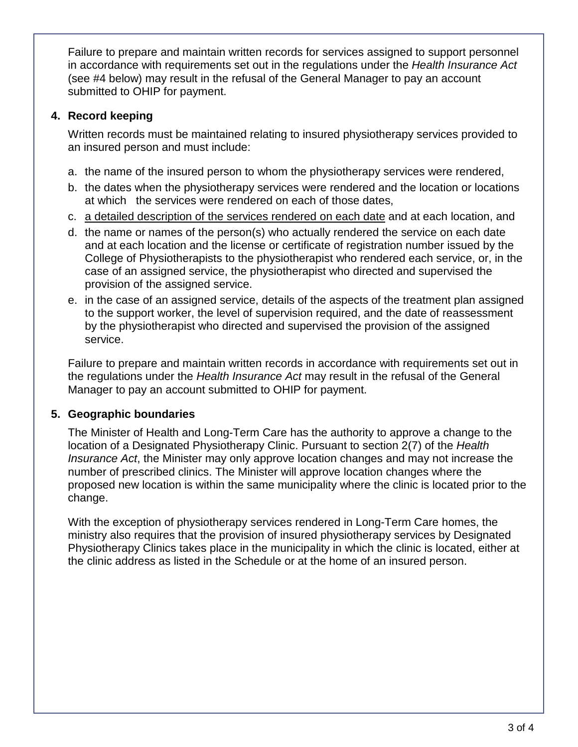Failure to prepare and maintain written records for services assigned to support personnel in accordance with requirements set out in the regulations under the *Health Insurance Act* (see #4 below) may result in the refusal of the General Manager to pay an account submitted to OHIP for payment.

## 4. Record keeping

Written records must be maintained relating to insured physiotherapy services provided to an insured person and must include:

a. the name of the insured person to whom the physiotherapy services were rendered,

b. the dates when the physiotherapy services were rendered and the location or locations at which the services were rendered on each of those dates,

c. <u>a detailed description of the services rendered on each date</u> and at each location, and

d. the name or names of the person(s) who actually rendered the service on each date and at each location and the license or certificate of registration number issued by the College of Physiotherapists to the physiotherapist who rendered each service, or, in the case of an assigned service, the physiotherapist who directed and supervised the provision of the assigned service.

e. in the case of an assigned service, details of the aspects of the treatment plan assigned to the support worker, the level of supervision required, and the date of reassessment by the physiotherapist who directed and supervised the provision of the assigned service.

Failure to prepare and maintain written records in accordance with requirements set out in the regulations under the *Health Insurance Act* may result in the refusal of the General Manager to pay an account submitted to OHIP for payment.

## 5. Geographic boundaries

The Minister of Health and Long-Term Care has the authority to approve a change to the location of a Designated Physiotherapy Clinic. Pursuant to section 2(7) of the *Health Insurance Act*, the Minister may only approve location changes and may not increase the number of prescribed clinics. The Minister will approve location changes where the proposed new location is within the same municipality where the clinic is located prior to the change.

With the exception of physiotherapy services rendered in Long-Term Care homes, the ministry also requires that the provision of insured physiotherapy services by Designated Physiotherapy Clinics takes place in the municipality in which the clinic is located, either at the clinic address as listed in the Schedule or at the home of an insured person.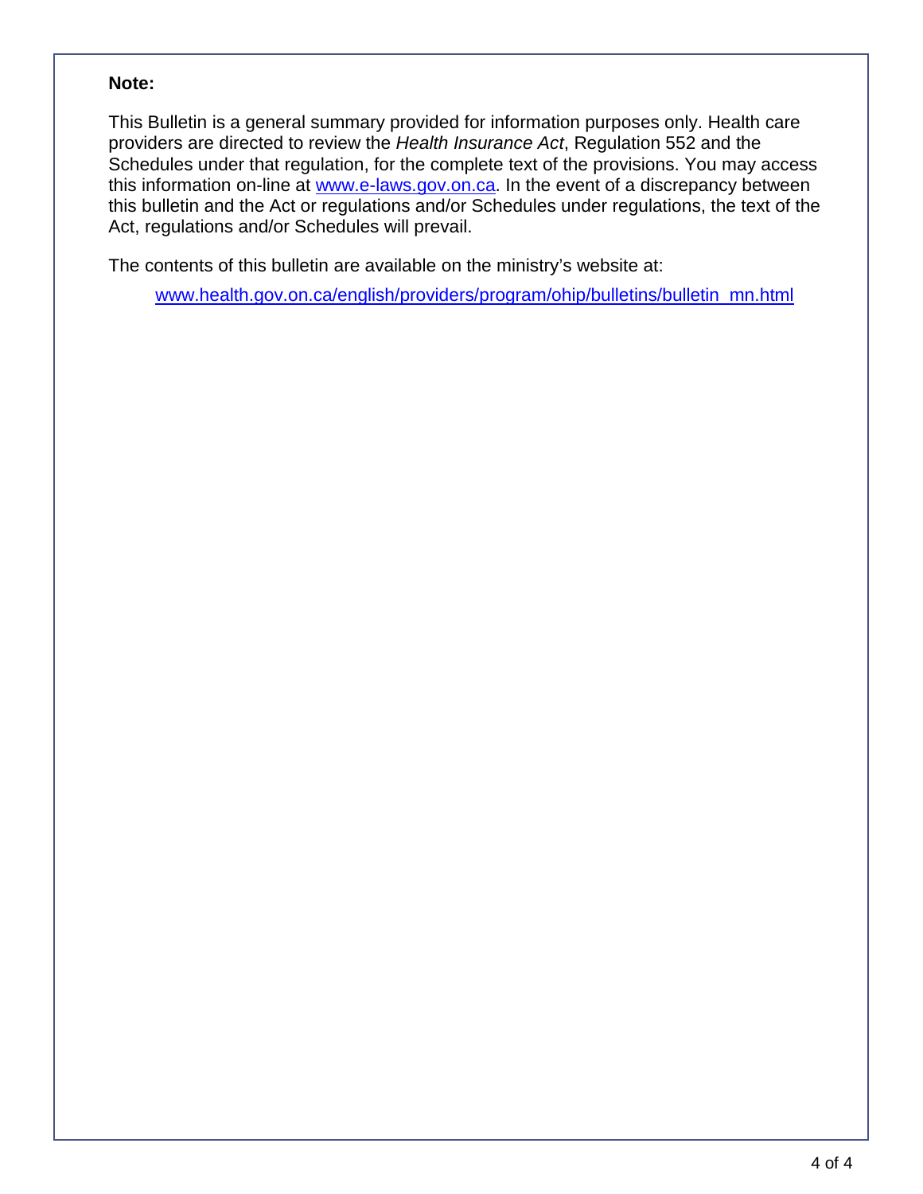**Note:**

This Bulletin is a general summary provided for information purposes only. Health care providers are directed to review the *Health Insurance Act*, Regulation 552 and the Schedules under that regulation, for the complete text of the provisions. You may access this information on-line at [www.e-laws.gov.on.ca](http://www.e-laws.gov.on.ca). In the event of a discrepancy between this bulletin and the Act or regulations and/or Schedules under regulations, the text of the Act, regulations and/or Schedules will prevail.

The contents of this bulletin are available on the ministry's website at:

[www.health.gov.on.ca/english/providers/program/ohip/bulletins/bulletin_mn.html](http://www.health.gov.on.ca/english/providers/program/ohip/bulletins/bulletin_mn.html)